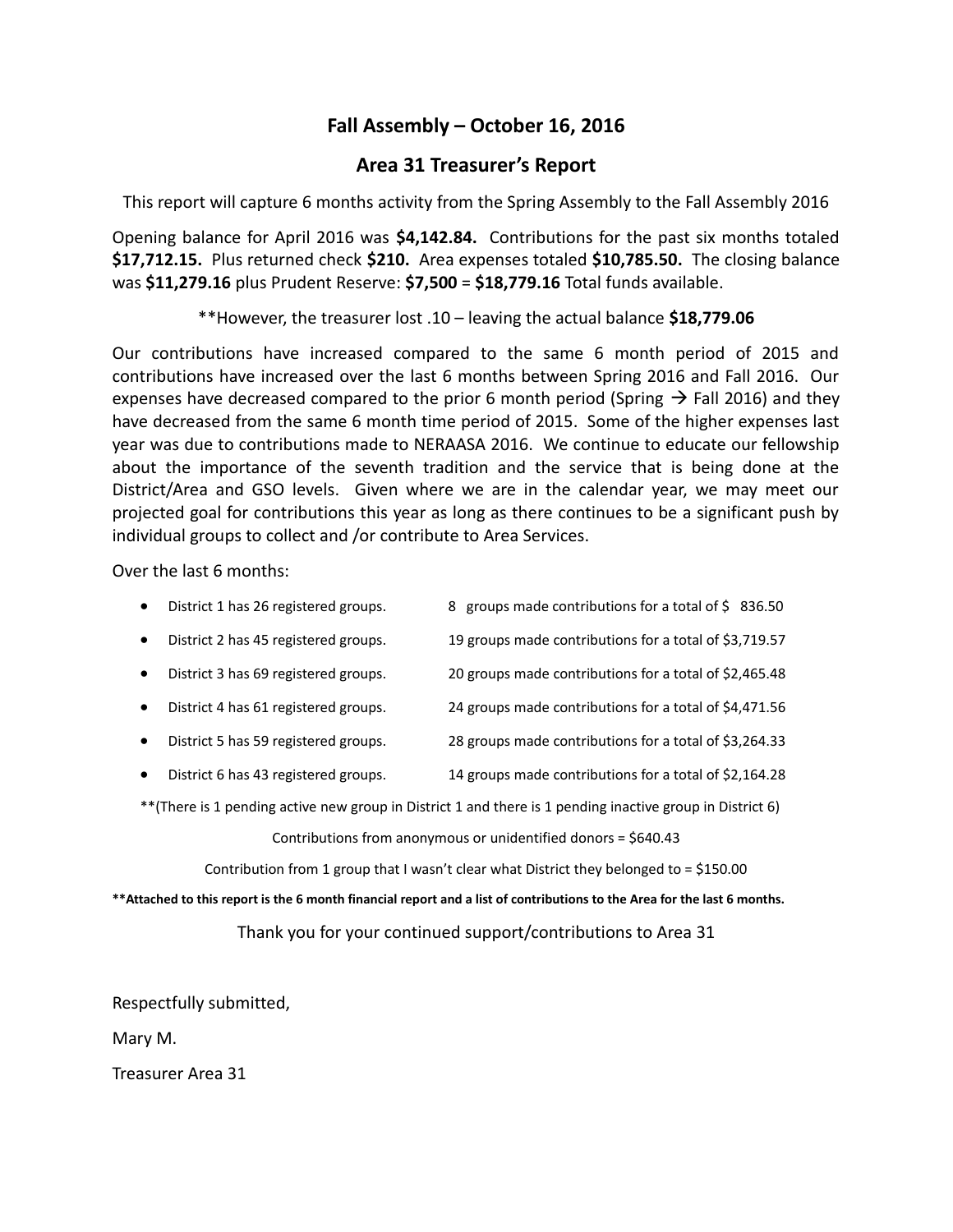# Fall Assembly – October 16, 2016

## Area 31 Treasurer's Report

This report will capture 6 months activity from the Spring Assembly to the Fall Assembly 2016

Opening balance for April 2016 was **$4,142.84.** Contributions for the past six months totaled **$17,712.15.** Plus returned check **$210.** Area expenses totaled **$10,785.50.** The closing balance was **$11,279.16** plus Prudent Reserve: **$7,500** = **$18,779.16** Total funds available.

**However, the treasurer lost .10 – leaving the actual balance **$18,779.06**

Our contributions have increased compared to the same 6 month period of 2015 and contributions have increased over the last 6 months between Spring 2016 and Fall 2016. Our expenses have decreased compared to the prior 6 month period (Spring → Fall 2016) and they have decreased from the same 6 month time period of 2015. Some of the higher expenses last year was due to contributions made to NERAASA 2016. We continue to educate our fellowship about the importance of the seventh tradition and the service that is being done at the District/Area and GSO levels. Given where we are in the calendar year, we may meet our projected goal for contributions this year as long as there continues to be a significant push by individual groups to collect and /or contribute to Area Services.

Over the last 6 months:

- District 1 has 26 registered groups. 8 groups made contributions for a total of $ 836.50
- District 2 has 45 registered groups. 19 groups made contributions for a total of $3,719.57
- District 3 has 69 registered groups. 20 groups made contributions for a total of $2,465.48
- District 4 has 61 registered groups. 24 groups made contributions for a total of $4,471.56
- District 5 has 59 registered groups. 28 groups made contributions for a total of $3,264.33
- District 6 has 43 registered groups. 14 groups made contributions for a total of $2,164.28

**(There is 1 pending active new group in District 1 and there is 1 pending inactive group in District 6)

Contributions from anonymous or unidentified donors = $640.43

Contribution from 1 group that I wasn't clear what District they belonged to = $150.00

****Attached to this report is the 6 month financial report and a list of contributions to the Area for the last 6 months.**

Thank you for your continued support/contributions to Area 31

Respectfully submitted,

Mary M.

Treasurer Area 31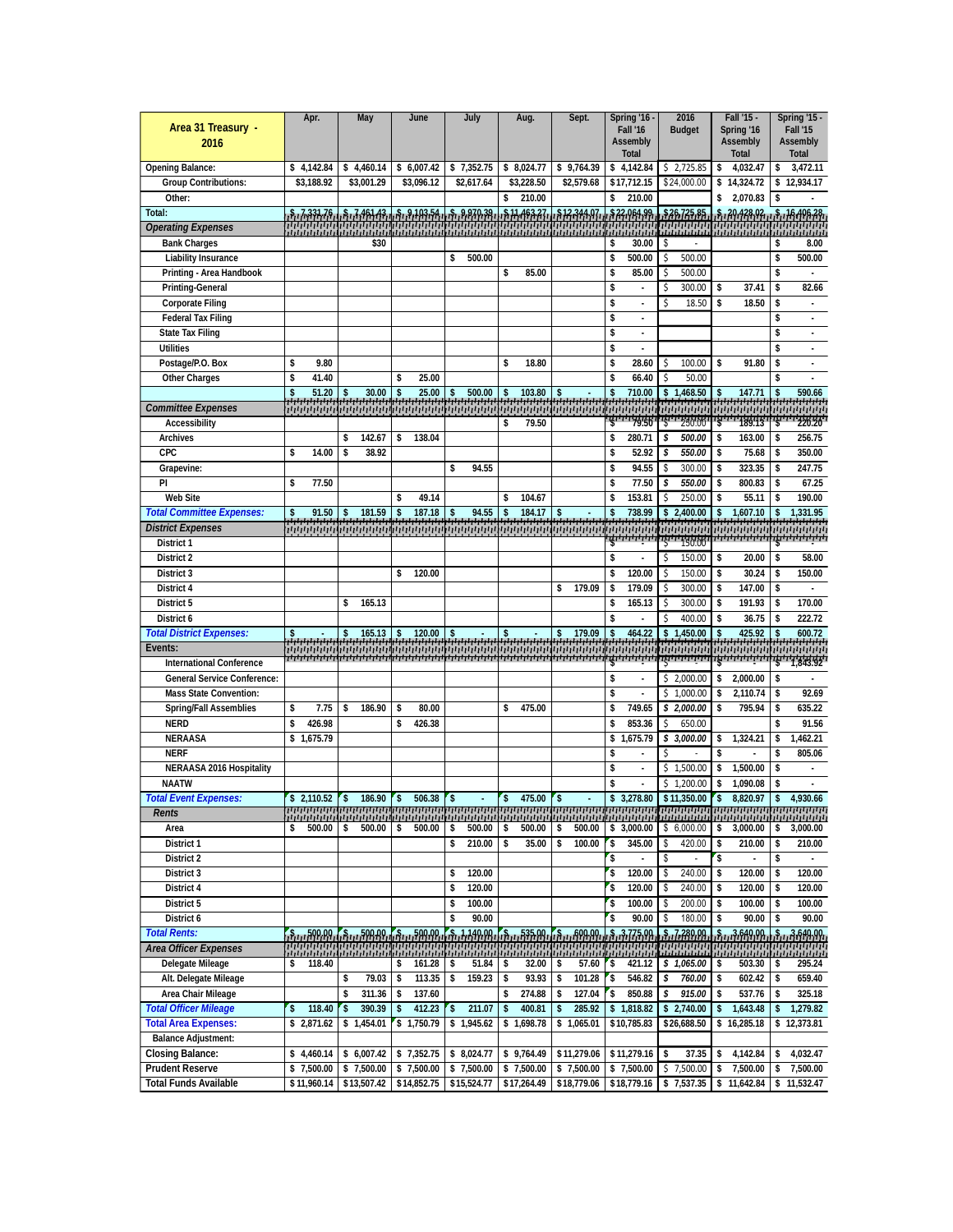| Area 31 Treasury - 2016 | Apr. | May | June | July | Aug. | Sept. | Spring '16 - Fall '16 Assembly Total | 2016 Budget | Fall '15 - Spring '16 Assembly Total | Spring '15 - Fall '15 Assembly Total |
|---|---|---|---|---|---|---|---|---|---|---|
| Opening Balance: | $ 4,142.84 | $ 4,460.14 | $ 6,007.42 | $ 7,352.75 | $ 8,024.77 | $ 9,764.39 | $ 4,142.84 | $ 2,725.85 | $ 4,032.47 | $ 3,472.11 |
| Group Contributions: | $3,188.92 | $3,001.29 | $3,096.12 | $2,617.64 | $3,228.50 | $2,579.68 | $17,712.15 | $24,000.00 | $ 14,324.72 | $ 12,934.17 |
| Other: | | | | | $ 210.00 | | $ 210.00 | | $ 2,070.83 | $ - |
| Total: | $ 7,331.76 | $ 7,461.43 | $ 9,103.54 | $ 9,970.39 | $11,463.27 | $12,344.07 | $22,064.99 | $26,725.85 | $ 20,428.02 | $ 16,406.28 |
| ***Operating Expenses*** | | | | | | | | | | |
| Bank Charges | | $30 | | | | | $ 30.00 | $ - | | $ 8.00 |
| Liability Insurance | | | | $ 500.00 | | | $ 500.00 | $ 500.00 | | $ 500.00 |
| Printing - Area Handbook | | | | | $ 85.00 | | $ 85.00 | $ 500.00 | | $ - |
| Printing-General | | | | | | | $ - | $ 300.00 | $ 37.41 | $ 82.66 |
| Corporate Filing | | | | | | | $ - | $ 18.50 | $ 18.50 | $ - |
| Federal Tax Filing | | | | | | | $ - | | | $ - |
| State Tax Filing | | | | | | | $ - | | | $ - |
| Utilities | | | | | | | $ - | | | $ - |
| Postage/P.O. Box | $ 9.80 | | | | $ 18.80 | | $ 28.60 | $ 100.00 | $ 91.80 | $ - |
| Other Charges | $ 41.40 | | $ 25.00 | | | | $ 66.40 | $ 50.00 | | $ - |
| | $ 51.20 | $ 30.00 | $ 25.00 | $ 500.00 | $ 103.80 | $ - | $ 710.00 | $ 1,468.50 | $ 147.71 | $ 590.66 |
| ***Committee Expenses*** | | | | | | | | | | |
| Accessibility | | | | | $ 79.50 | | $ 79.50 | $ 250.00 | $ 189.13 | $ 220.20 |
| Archives | | $ 142.67 | $ 138.04 | | | | $ 280.71 | $ 500.00 | $ 163.00 | $ 256.75 |
| CPC | $ 14.00 | $ 38.92 | | | | | $ 52.92 | $ 550.00 | $ 75.68 | $ 350.00 |
| Grapevine: | | | | $ 94.55 | | | $ 94.55 | $ 300.00 | $ 323.35 | $ 247.75 |
| PI | $ 77.50 | | | | | | $ 77.50 | $ 550.00 | $ 800.83 | $ 67.25 |
| Web Site | | | $ 49.14 | | $ 104.67 | | $ 153.81 | $ 250.00 | $ 55.11 | $ 190.00 |
| ***Total Committee Expenses:*** | $ 91.50 | $ 181.59 | $ 187.18 | $ 94.55 | $ 184.17 | $ - | $ 738.99 | $ 2,400.00 | $ 1,607.10 | $ 1,331.95 |
| ***District Expenses*** | | | | | | | | | | |
| District 1 | | | | | | | $ - | $ 150.00 | | $ - |
| District 2 | | | | | | | $ - | $ 150.00 | $ 20.00 | $ 58.00 |
| District 3 | | | $ 120.00 | | | | $ 120.00 | $ 150.00 | $ 30.24 | $ 150.00 |
| District 4 | | | | | | $ 179.09 | $ 179.09 | $ 300.00 | $ 147.00 | $ - |
| District 5 | | $ 165.13 | | | | | $ 165.13 | $ 300.00 | $ 191.93 | $ 170.00 |
| District 6 | | | | | | | $ - | $ 400.00 | $ 36.75 | $ 222.72 |
| ***Total District Expenses:*** | $ - | $ 165.13 | $ 120.00 | $ - | $ - | $ 179.09 | $ 464.22 | $ 1,450.00 | $ 425.92 | $ 600.72 |
| **Events:** | | | | | | | | | | |
| International Conference | | | | | | | $ - | $ - | $ - | $ 1,843.92 |
| General Service Conference: | | | | | | | $ - | $ 2,000.00 | $ 2,000.00 | $ - |
| Mass State Convention: | | | | | | | $ - | $ 1,000.00 | $ 2,110.74 | $ 92.69 |
| Spring/Fall Assemblies | $ 7.75 | $ 186.90 | $ 80.00 | | $ 475.00 | | $ 749.65 | $ 2,000.00 | $ 795.94 | $ 635.22 |
| NERD | $ 426.98 | | $ 426.38 | | | | $ 853.36 | $ 650.00 | | $ 91.56 |
| NERAASA | $ 1,675.79 | | | | | | $ 1,675.79 | $ 3,000.00 | $ 1,324.21 | $ 1,462.21 |
| NERF | | | | | | | $ - | $ - | $ - | $ 805.06 |
| NERAASA 2016 Hospitality | | | | | | | $ - | $ 1,500.00 | $ 1,500.00 | $ - |
| NAATW | | | | | | | $ - | $ 1,200.00 | $ 1,090.08 | $ - |
| ***Total Event Expenses:*** | $ 2,110.52 | $ 186.90 | $ 506.38 | $ - | $ 475.00 | $ - | $ 3,278.80 | $11,350.00 | $ 8,820.97 | $ 4,930.66 |
| ***Rents*** | | | | | | | | | | |
| Area | $ 500.00 | $ 500.00 | $ 500.00 | $ 500.00 | $ 500.00 | $ 500.00 | $ 3,000.00 | $ 6,000.00 | $ 3,000.00 | $ 3,000.00 |
| District 1 | | | | $ 210.00 | $ 35.00 | $ 100.00 | $ 345.00 | $ 420.00 | $ 210.00 | $ 210.00 |
| District 2 | | | | | | | $ - | $ - | $ - | $ - |
| District 3 | | | | $ 120.00 | | | $ 120.00 | $ 240.00 | $ 120.00 | $ 120.00 |
| District 4 | | | | $ 120.00 | | | $ 120.00 | $ 240.00 | $ 120.00 | $ 120.00 |
| District 5 | | | | $ 100.00 | | | $ 100.00 | $ 200.00 | $ 100.00 | $ 100.00 |
| District 6 | | | | $ 90.00 | | | $ 90.00 | $ 180.00 | $ 90.00 | $ 90.00 |
| ***Total Rents:*** | $ 500.00 | $ 500.00 | $ 500.00 | $ 1,140.00 | $ 535.00 | $ 600.00 | $ 3,775.00 | $ 7,280.00 | $ 3,640.00 | $ 3,640.00 |
| ***Area Officer Expenses*** | | | | | | | | | | |
| Delegate Mileage | $ 118.40 | | $ 161.28 | $ 51.84 | $ 32.00 | $ 57.60 | $ 421.12 | $ 1,065.00 | $ 503.30 | $ 295.24 |
| Alt. Delegate Mileage | | $ 79.03 | $ 113.35 | $ 159.23 | $ 93.93 | $ 101.28 | $ 546.82 | $ 760.00 | $ 602.42 | $ 659.40 |
| Area Chair Mileage | | $ 311.36 | $ 137.60 | | $ 274.88 | $ 127.04 | $ 850.88 | $ 915.00 | $ 537.76 | $ 325.18 |
| ***Total Officer Mileage*** | $ 118.40 | $ 390.39 | $ 412.23 | $ 211.07 | $ 400.81 | $ 285.92 | $ 1,818.82 | $ 2,740.00 | $ 1,643.48 | $ 1,279.82 |
| ***Total Area Expenses:*** | $ 2,871.62 | $ 1,454.01 | $ 1,750.79 | $ 1,945.62 | $ 1,698.78 | $ 1,065.01 | $10,785.83 | $26,688.50 | $ 16,285.18 | $ 12,373.81 |
| Balance Adjustment: | | | | | | | | | | |
| **Closing Balance:** | $ 4,460.14 | $ 6,007.42 | $ 7,352.75 | $ 8,024.77 | $ 9,764.49 | $11,279.06 | $11,279.16 | $ 37.35 | $ 4,142.84 | $ 4,032.47 |
| **Prudent Reserve** | $ 7,500.00 | $ 7,500.00 | $ 7,500.00 | $ 7,500.00 | $ 7,500.00 | $ 7,500.00 | $ 7,500.00 | $ 7,500.00 | $ 7,500.00 | $ 7,500.00 |
| **Total Funds Available** | $11,960.14 | $13,507.42 | $14,852.75 | $15,524.77 | $17,264.49 | $18,779.06 | $18,779.16 | $ 7,537.35 | $ 11,642.84 | $ 11,532.47 |